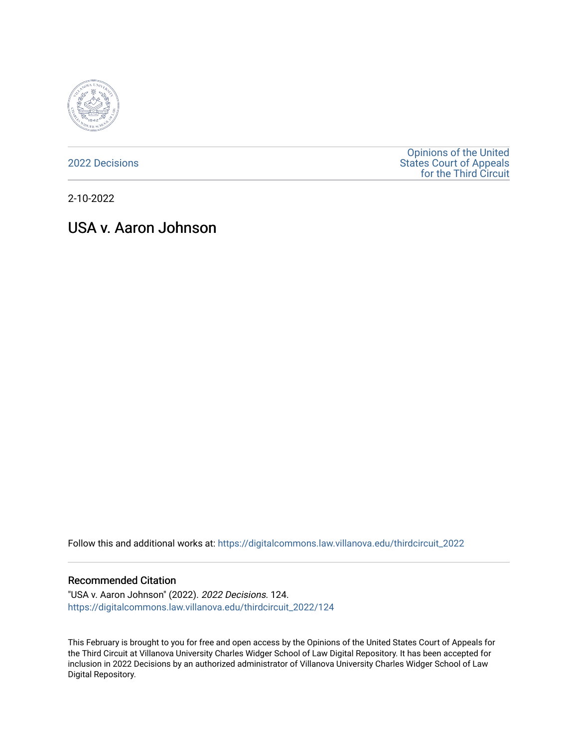2022 Decisions

Opinions of the United States Court of Appeals for the Third Circuit

2-10-2022

# USA v. Aaron Johnson

Follow this and additional works at: https://digitalcommons.law.villanova.edu/thirdcircuit_2022

## Recommended Citation

"USA v. Aaron Johnson" (2022). *2022 Decisions*. 124.
https://digitalcommons.law.villanova.edu/thirdcircuit_2022/124

This February is brought to you for free and open access by the Opinions of the United States Court of Appeals for the Third Circuit at Villanova University Charles Widger School of Law Digital Repository. It has been accepted for inclusion in 2022 Decisions by an authorized administrator of Villanova University Charles Widger School of Law Digital Repository.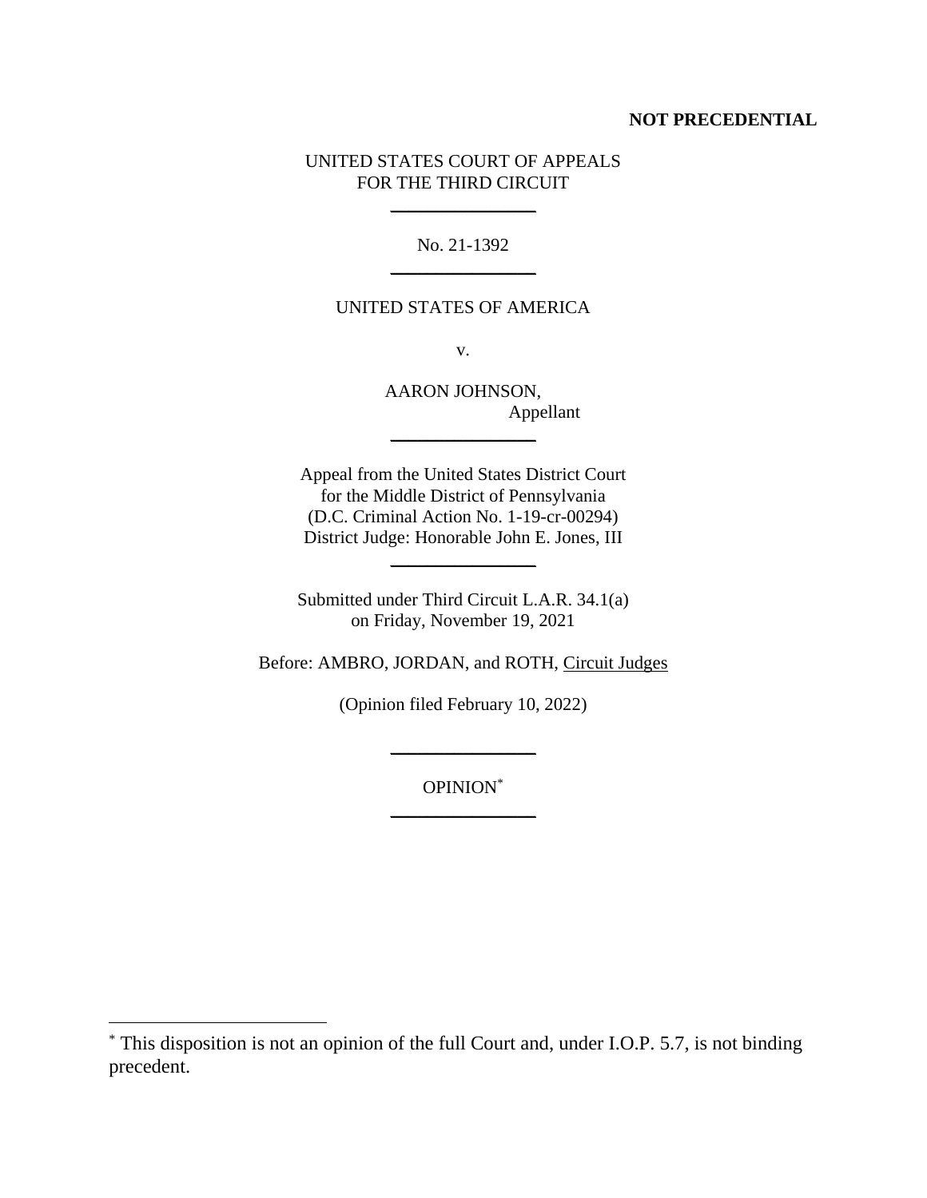**NOT PRECEDENTIAL**

UNITED STATES COURT OF APPEALS
FOR THE THIRD CIRCUIT

---

No. 21-1392

---

UNITED STATES OF AMERICA

v.

AARON JOHNSON,
Appellant

---

Appeal from the United States District Court
for the Middle District of Pennsylvania
(D.C. Criminal Action No. 1-19-cr-00294)
District Judge: Honorable John E. Jones, III

---

Submitted under Third Circuit L.A.R. 34.1(a)
on Friday, November 19, 2021

Before: AMBRO, JORDAN, and ROTH, Circuit Judges

(Opinion filed February 10, 2022)

---

OPINION[*]

---

[*] This disposition is not an opinion of the full Court and, under I.O.P. 5.7, is not binding precedent.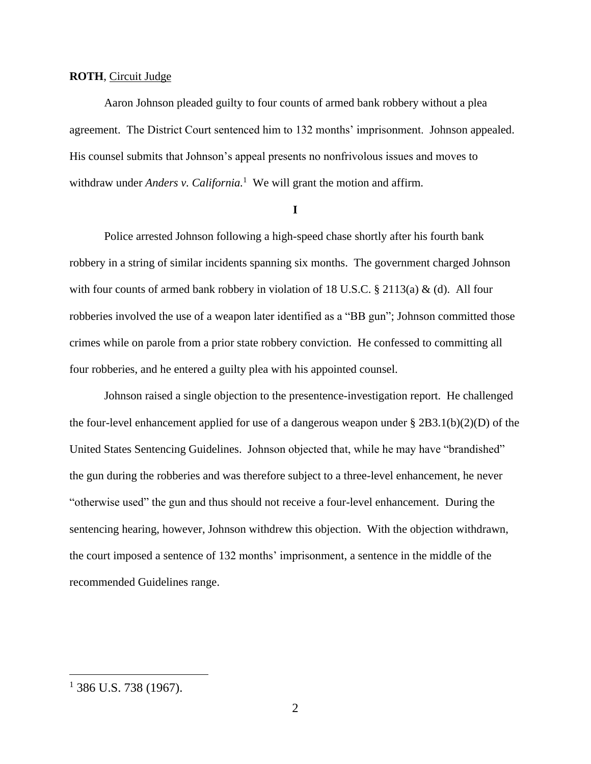**ROTH**, Circuit Judge

Aaron Johnson pleaded guilty to four counts of armed bank robbery without a plea agreement. The District Court sentenced him to 132 months' imprisonment. Johnson appealed. His counsel submits that Johnson's appeal presents no nonfrivolous issues and moves to withdraw under *Anders v. California*.[1] We will grant the motion and affirm.

**I**

Police arrested Johnson following a high-speed chase shortly after his fourth bank robbery in a string of similar incidents spanning six months. The government charged Johnson with four counts of armed bank robbery in violation of 18 U.S.C. § 2113(a) & (d). All four robberies involved the use of a weapon later identified as a "BB gun"; Johnson committed those crimes while on parole from a prior state robbery conviction. He confessed to committing all four robberies, and he entered a guilty plea with his appointed counsel.

Johnson raised a single objection to the presentence-investigation report. He challenged the four-level enhancement applied for use of a dangerous weapon under § 2B3.1(b)(2)(D) of the United States Sentencing Guidelines. Johnson objected that, while he may have "brandished" the gun during the robberies and was therefore subject to a three-level enhancement, he never "otherwise used" the gun and thus should not receive a four-level enhancement. During the sentencing hearing, however, Johnson withdrew this objection. With the objection withdrawn, the court imposed a sentence of 132 months' imprisonment, a sentence in the middle of the recommended Guidelines range.

---

[1] 386 U.S. 738 (1967).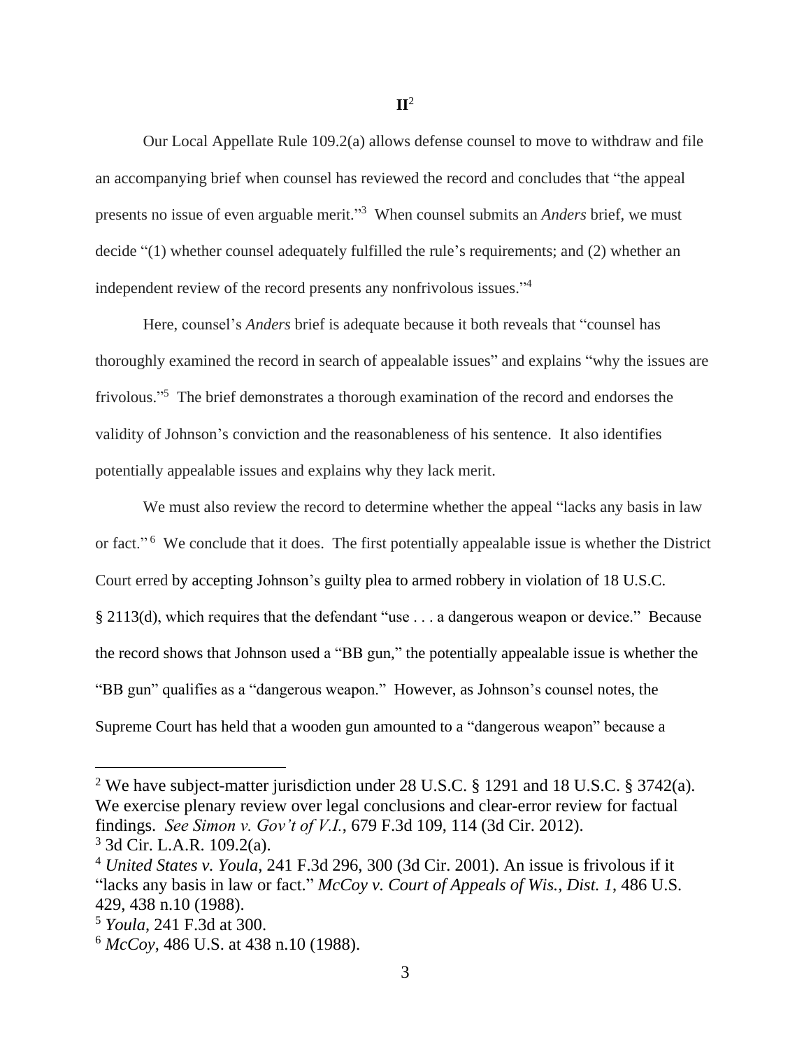**II**[2]

Our Local Appellate Rule 109.2(a) allows defense counsel to move to withdraw and file an accompanying brief when counsel has reviewed the record and concludes that "the appeal presents no issue of even arguable merit."[3] When counsel submits an *Anders* brief, we must decide "(1) whether counsel adequately fulfilled the rule's requirements; and (2) whether an independent review of the record presents any nonfrivolous issues."[4]

Here, counsel's *Anders* brief is adequate because it both reveals that "counsel has thoroughly examined the record in search of appealable issues" and explains "why the issues are frivolous."[5] The brief demonstrates a thorough examination of the record and endorses the validity of Johnson's conviction and the reasonableness of his sentence. It also identifies potentially appealable issues and explains why they lack merit.

We must also review the record to determine whether the appeal "lacks any basis in law or fact."[6] We conclude that it does. The first potentially appealable issue is whether the District Court erred by accepting Johnson's guilty plea to armed robbery in violation of 18 U.S.C. § 2113(d), which requires that the defendant "use . . . a dangerous weapon or device." Because the record shows that Johnson used a "BB gun," the potentially appealable issue is whether the "BB gun" qualifies as a "dangerous weapon." However, as Johnson's counsel notes, the Supreme Court has held that a wooden gun amounted to a "dangerous weapon" because a

---

[2] We have subject-matter jurisdiction under 28 U.S.C. § 1291 and 18 U.S.C. § 3742(a). We exercise plenary review over legal conclusions and clear-error review for factual findings. *See Simon v. Gov't of V.I.*, 679 F.3d 109, 114 (3d Cir. 2012).

[3] 3d Cir. L.A.R. 109.2(a).

[4] *United States v. Youla*, 241 F.3d 296, 300 (3d Cir. 2001). An issue is frivolous if it "lacks any basis in law or fact." *McCoy v. Court of Appeals of Wis., Dist. 1*, 486 U.S. 429, 438 n.10 (1988).

[5] *Youla*, 241 F.3d at 300.

[6] *McCoy*, 486 U.S. at 438 n.10 (1988).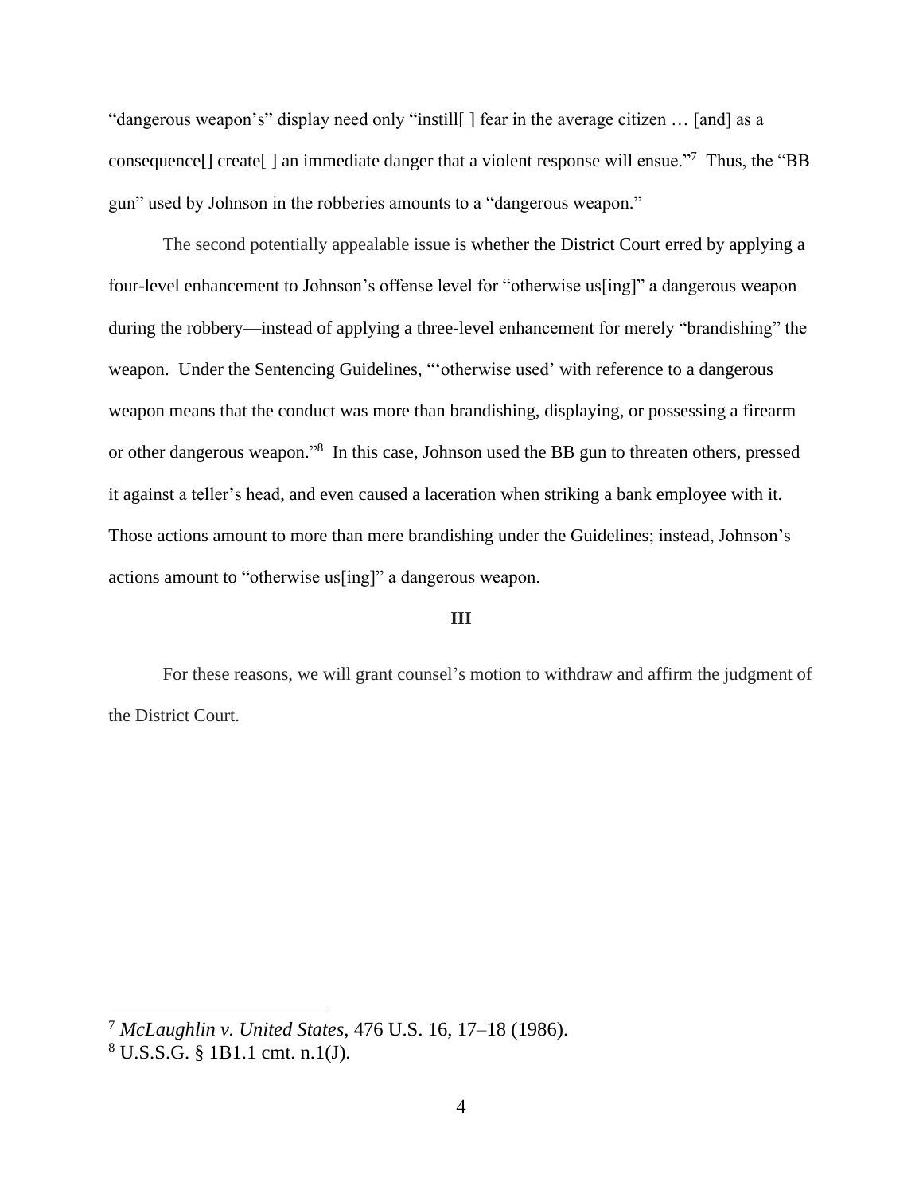"dangerous weapon's" display need only "instill[ ] fear in the average citizen … [and] as a consequence[] create[ ] an immediate danger that a violent response will ensue."[7] Thus, the "BB gun" used by Johnson in the robberies amounts to a "dangerous weapon."

The second potentially appealable issue is whether the District Court erred by applying a four-level enhancement to Johnson's offense level for "otherwise us[ing]" a dangerous weapon during the robbery—instead of applying a three-level enhancement for merely "brandishing" the weapon. Under the Sentencing Guidelines, "'otherwise used' with reference to a dangerous weapon means that the conduct was more than brandishing, displaying, or possessing a firearm or other dangerous weapon."[8] In this case, Johnson used the BB gun to threaten others, pressed it against a teller's head, and even caused a laceration when striking a bank employee with it. Those actions amount to more than mere brandishing under the Guidelines; instead, Johnson's actions amount to "otherwise us[ing]" a dangerous weapon.

### III

For these reasons, we will grant counsel's motion to withdraw and affirm the judgment of the District Court.

---

[7] *McLaughlin v. United States*, 476 U.S. 16, 17–18 (1986).
[8] U.S.S.G. § 1B1.1 cmt. n.1(J).